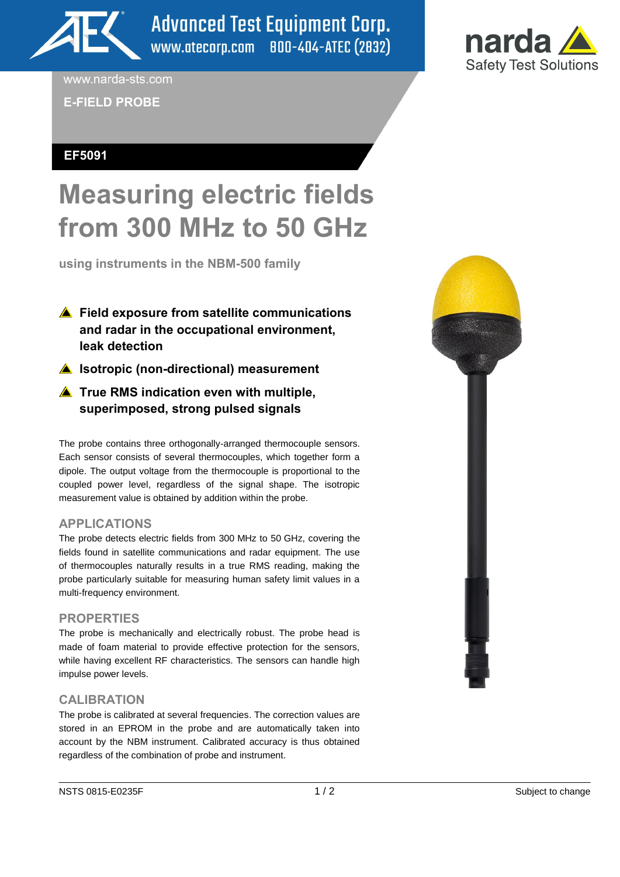Advanced Test Equipment Corp.
www.atecorp.com 800-404-ATEC (2832)

narda Safety Test Solutions

www.narda-sts.com

**E-FIELD PROBE**

**EF5091**

# Measuring electric fields from 300 MHz to 50 GHz

**using instruments in the NBM-500 family**

- **Field exposure from satellite communications and radar in the occupational environment, leak detection**
- **Isotropic (non-directional) measurement**
- **True RMS indication even with multiple, superimposed, strong pulsed signals**

The probe contains three orthogonally-arranged thermocouple sensors. Each sensor consists of several thermocouples, which together form a dipole. The output voltage from the thermocouple is proportional to the coupled power level, regardless of the signal shape. The isotropic measurement value is obtained by addition within the probe.

## APPLICATIONS

The probe detects electric fields from 300 MHz to 50 GHz, covering the fields found in satellite communications and radar equipment. The use of thermocouples naturally results in a true RMS reading, making the probe particularly suitable for measuring human safety limit values in a multi-frequency environment.

## PROPERTIES

The probe is mechanically and electrically robust. The probe head is made of foam material to provide effective protection for the sensors, while having excellent RF characteristics. The sensors can handle high impulse power levels.

## CALIBRATION

The probe is calibrated at several frequencies. The correction values are stored in an EPROM in the probe and are automatically taken into account by the NBM instrument. Calibrated accuracy is thus obtained regardless of the combination of probe and instrument.

NSTS 0815-E0235F | Subject to change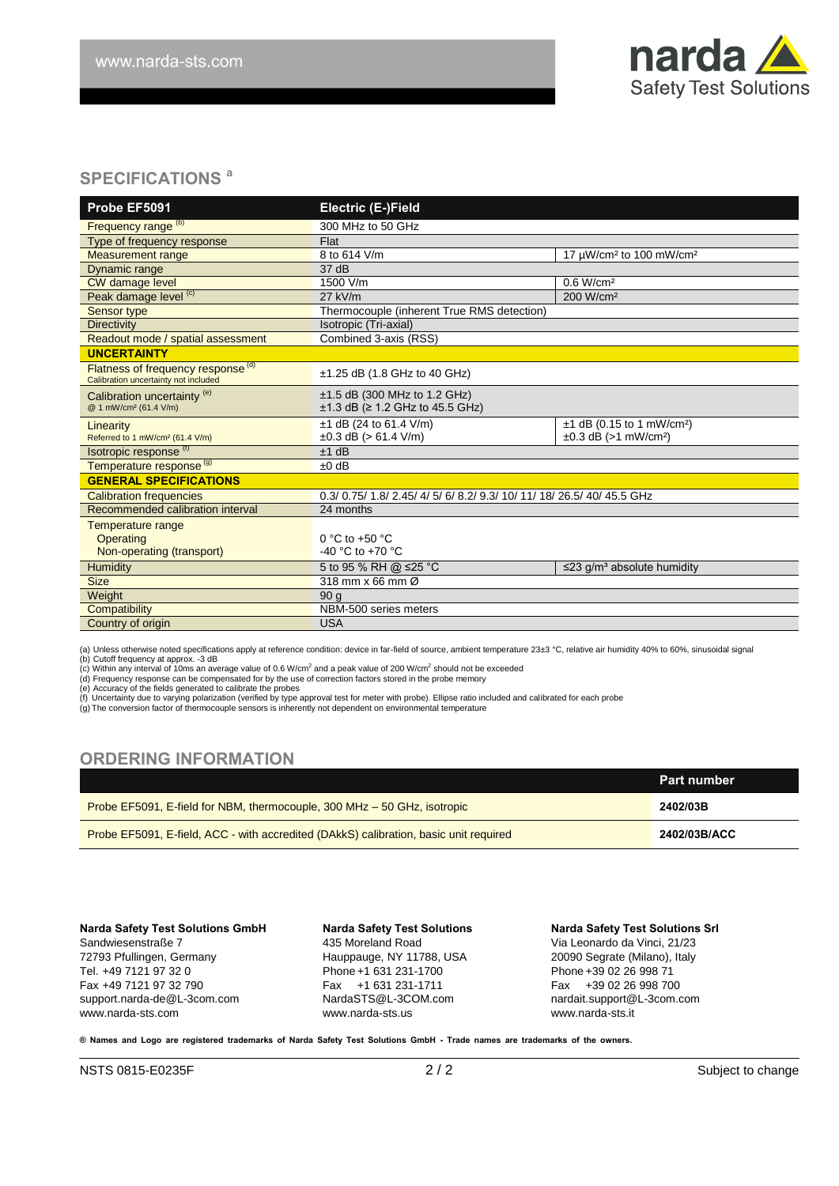## SPECIFICATIONS [a]

| Probe EF5091 | Electric (E-)Field | |
|---|---|---|
| Frequency range [(b)] | 300 MHz to 50 GHz | |
| Type of frequency response | Flat | |
| Measurement range | 8 to 614 V/m | 17 µW/cm² to 100 mW/cm² |
| Dynamic range | 37 dB | |
| CW damage level | 1500 V/m | 0.6 W/cm² |
| Peak damage level [(c)] | 27 kV/m | 200 W/cm² |
| Sensor type | Thermocouple (inherent True RMS detection) | |
| Directivity | Isotropic (Tri-axial) | |
| Readout mode / spatial assessment | Combined 3-axis (RSS) | |
| **UNCERTAINTY** | | |
| Flatness of frequency response [(d)] Calibration uncertainty not included | ±1.25 dB (1.8 GHz to 40 GHz) | |
| Calibration uncertainty [(e)] @ 1 mW/cm² (61.4 V/m) | ±1.5 dB (300 MHz to 1.2 GHz) ±1.3 dB (≥ 1.2 GHz to 45.5 GHz) | |
| Linearity Referred to 1 mW/cm² (61.4 V/m) | ±1 dB (24 to 61.4 V/m) ±0.3 dB (> 61.4 V/m) | ±1 dB (0.15 to 1 mW/cm²) ±0.3 dB (>1 mW/cm²) |
| Isotropic response [(f)] | ±1 dB | |
| Temperature response [(g)] | ±0 dB | |
| **GENERAL SPECIFICATIONS** | | |
| Calibration frequencies | 0.3/ 0.75/ 1.8/ 2.45/ 4/ 5/ 6/ 8.2/ 9.3/ 10/ 11/ 18/ 26.5/ 40/ 45.5 GHz | |
| Recommended calibration interval | 24 months | |
| Temperature range Operating Non-operating (transport) | 0 °C to +50 °C -40 °C to +70 °C | |
| Humidity | 5 to 95 % RH @ ≤25 °C | ≤23 g/m³ absolute humidity |
| Size | 318 mm x 66 mm Ø | |
| Weight | 90 g | |
| Compatibility | NBM-500 series meters | |
| Country of origin | USA | |

(a) Unless otherwise noted specifications apply at reference condition: device in far-field of source, ambient temperature 23±3 °C, relative air humidity 40% to 60%, sinusoidal signal
(b) Cutoff frequency at approx. -3 dB
(c) Within any interval of 10ms an average value of 0.6 W/cm² and a peak value of 200 W/cm² should not be exceeded
(d) Frequency response can be compensated for by the use of correction factors stored in the probe memory
(e) Accuracy of the fields generated to calibrate the probes
(f) Uncertainty due to varying polarization (verified by type approval test for meter with probe). Ellipse ratio included and calibrated for each probe
(g) The conversion factor of thermocouple sensors is inherently not dependent on environmental temperature

## ORDERING INFORMATION

| | Part number |
|---|---|
| Probe EF5091, E-field for NBM, thermocouple, 300 MHz – 50 GHz, isotropic | **2402/03B** |
| Probe EF5091, E-field, ACC - with accredited (DAkkS) calibration, basic unit required | **2402/03B/ACC** |

**Narda Safety Test Solutions GmbH**
Sandwiesenstraße 7
72793 Pfullingen, Germany
Tel. +49 7121 97 32 0
Fax +49 7121 97 32 790
support.narda-de@L-3com.com
www.narda-sts.com

**Narda Safety Test Solutions**
435 Moreland Road
Hauppauge, NY 11788, USA
Phone +1 631 231-1700
Fax +1 631 231-1711
NardaSTS@L-3COM.com
www.narda-sts.us

**Narda Safety Test Solutions Srl**
Via Leonardo da Vinci, 21/23
20090 Segrate (Milano), Italy
Phone +39 02 26 998 71
Fax +39 02 26 998 700
nardait.support@L-3com.com
www.narda-sts.it

**® Names and Logo are registered trademarks of Narda Safety Test Solutions GmbH - Trade names are trademarks of the owners.**

NSTS 0815-E0235F

Subject to change